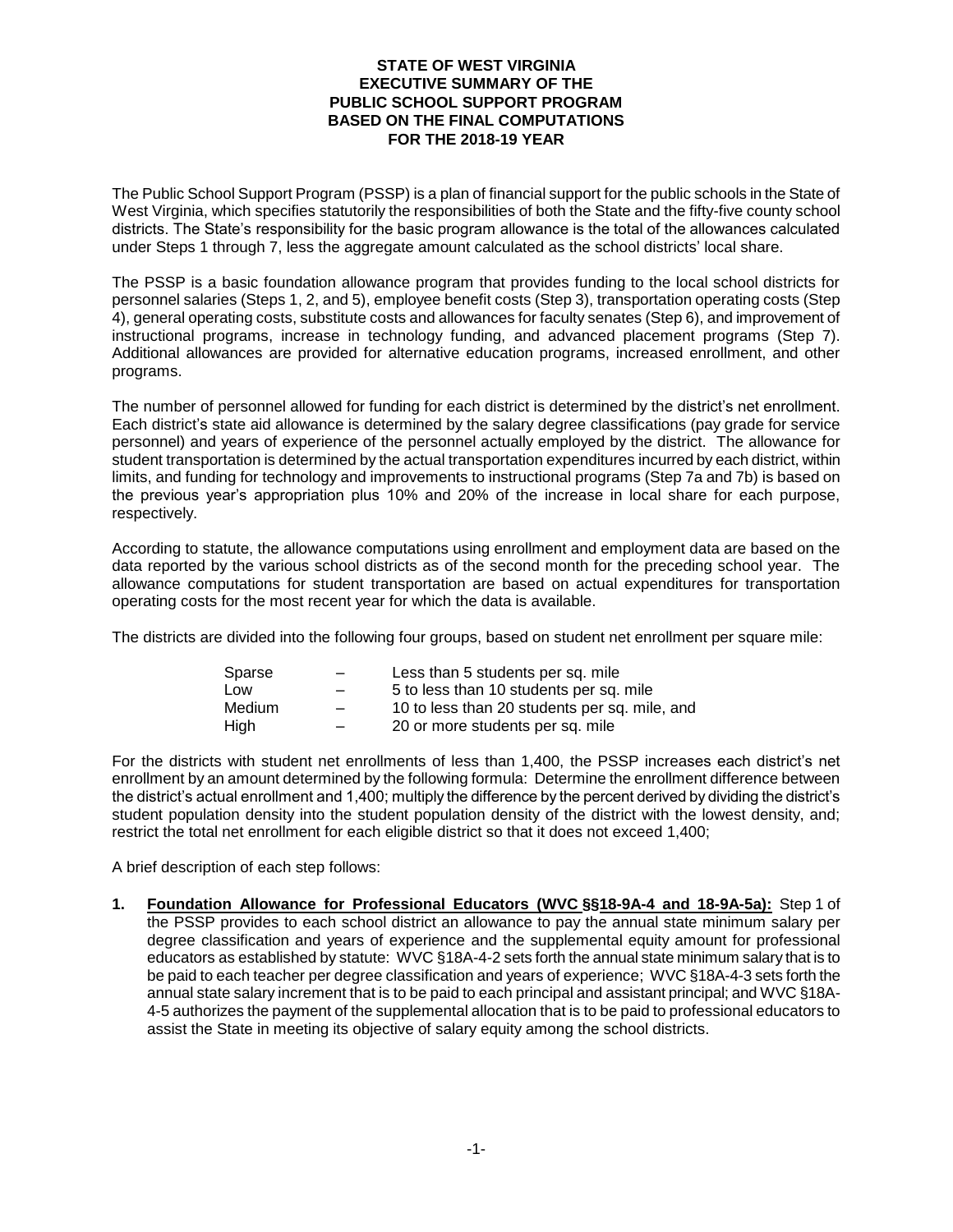# STATE OF WEST VIRGINIA EXECUTIVE SUMMARY OF THE PUBLIC SCHOOL SUPPORT PROGRAM BASED ON THE FINAL COMPUTATIONS FOR THE 2018-19 YEAR

The Public School Support Program (PSSP) is a plan of financial support for the public schools in the State of West Virginia, which specifies statutorily the responsibilities of both the State and the fifty-five county school districts. The State's responsibility for the basic program allowance is the total of the allowances calculated under Steps 1 through 7, less the aggregate amount calculated as the school districts' local share.

The PSSP is a basic foundation allowance program that provides funding to the local school districts for personnel salaries (Steps 1, 2, and 5), employee benefit costs (Step 3), transportation operating costs (Step 4), general operating costs, substitute costs and allowances for faculty senates (Step 6), and improvement of instructional programs, increase in technology funding, and advanced placement programs (Step 7). Additional allowances are provided for alternative education programs, increased enrollment, and other programs.

The number of personnel allowed for funding for each district is determined by the district's net enrollment. Each district's state aid allowance is determined by the salary degree classifications (pay grade for service personnel) and years of experience of the personnel actually employed by the district. The allowance for student transportation is determined by the actual transportation expenditures incurred by each district, within limits, and funding for technology and improvements to instructional programs (Step 7a and 7b) is based on the previous year's appropriation plus 10% and 20% of the increase in local share for each purpose, respectively.

According to statute, the allowance computations using enrollment and employment data are based on the data reported by the various school districts as of the second month for the preceding school year. The allowance computations for student transportation are based on actual expenditures for transportation operating costs for the most recent year for which the data is available.

The districts are divided into the following four groups, based on student net enrollment per square mile:

| | | |
|---|---|---|
| Sparse | – | Less than 5 students per sq. mile |
| Low | – | 5 to less than 10 students per sq. mile |
| Medium | – | 10 to less than 20 students per sq. mile, and |
| High | – | 20 or more students per sq. mile |

For the districts with student net enrollments of less than 1,400, the PSSP increases each district's net enrollment by an amount determined by the following formula: Determine the enrollment difference between the district's actual enrollment and 1,400; multiply the difference by the percent derived by dividing the district's student population density into the student population density of the district with the lowest density, and; restrict the total net enrollment for each eligible district so that it does not exceed 1,400;

A brief description of each step follows:

1. **Foundation Allowance for Professional Educators (WVC §§18-9A-4 and 18-9A-5a):** Step 1 of the PSSP provides to each school district an allowance to pay the annual state minimum salary per degree classification and years of experience and the supplemental equity amount for professional educators as established by statute: WVC §18A-4-2 sets forth the annual state minimum salary that is to be paid to each teacher per degree classification and years of experience; WVC §18A-4-3 sets forth the annual state salary increment that is to be paid to each principal and assistant principal; and WVC §18A-4-5 authorizes the payment of the supplemental allocation that is to be paid to professional educators to assist the State in meeting its objective of salary equity among the school districts.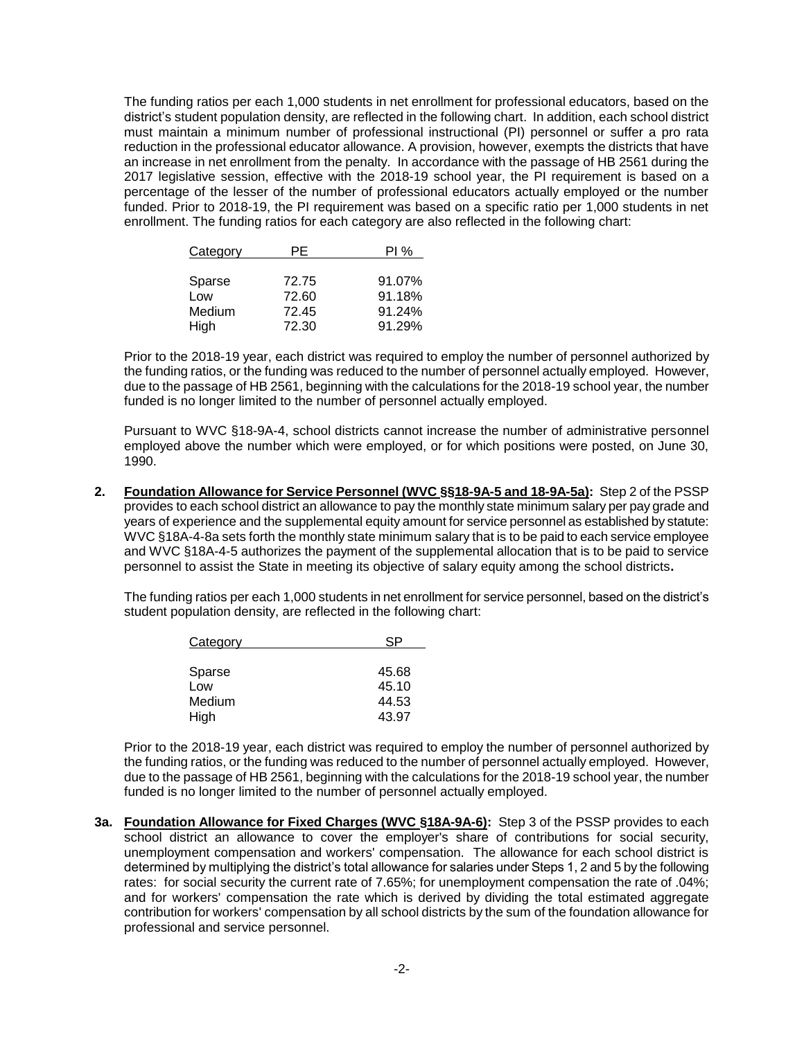The funding ratios per each 1,000 students in net enrollment for professional educators, based on the district's student population density, are reflected in the following chart. In addition, each school district must maintain a minimum number of professional instructional (PI) personnel or suffer a pro rata reduction in the professional educator allowance. A provision, however, exempts the districts that have an increase in net enrollment from the penalty. In accordance with the passage of HB 2561 during the 2017 legislative session, effective with the 2018-19 school year, the PI requirement is based on a percentage of the lesser of the number of professional educators actually employed or the number funded. Prior to 2018-19, the PI requirement was based on a specific ratio per 1,000 students in net enrollment. The funding ratios for each category are also reflected in the following chart:

| Category | PE | PI % |
|---|---|---|
| Sparse | 72.75 | 91.07% |
| Low | 72.60 | 91.18% |
| Medium | 72.45 | 91.24% |
| High | 72.30 | 91.29% |

Prior to the 2018-19 year, each district was required to employ the number of personnel authorized by the funding ratios, or the funding was reduced to the number of personnel actually employed. However, due to the passage of HB 2561, beginning with the calculations for the 2018-19 school year, the number funded is no longer limited to the number of personnel actually employed.

Pursuant to WVC §18-9A-4, school districts cannot increase the number of administrative personnel employed above the number which were employed, or for which positions were posted, on June 30, 1990.

**2. Foundation Allowance for Service Personnel (WVC §§18-9A-5 and 18-9A-5a):** Step 2 of the PSSP provides to each school district an allowance to pay the monthly state minimum salary per pay grade and years of experience and the supplemental equity amount for service personnel as established by statute: WVC §18A-4-8a sets forth the monthly state minimum salary that is to be paid to each service employee and WVC §18A-4-5 authorizes the payment of the supplemental allocation that is to be paid to service personnel to assist the State in meeting its objective of salary equity among the school districts**.**

The funding ratios per each 1,000 students in net enrollment for service personnel, based on the district's student population density, are reflected in the following chart:

| Category | SP |
|---|---|
| Sparse | 45.68 |
| Low | 45.10 |
| Medium | 44.53 |
| High | 43.97 |

Prior to the 2018-19 year, each district was required to employ the number of personnel authorized by the funding ratios, or the funding was reduced to the number of personnel actually employed. However, due to the passage of HB 2561, beginning with the calculations for the 2018-19 school year, the number funded is no longer limited to the number of personnel actually employed.

**3a. Foundation Allowance for Fixed Charges (WVC §18A-9A-6):** Step 3 of the PSSP provides to each school district an allowance to cover the employer's share of contributions for social security, unemployment compensation and workers' compensation. The allowance for each school district is determined by multiplying the district's total allowance for salaries under Steps 1, 2 and 5 by the following rates: for social security the current rate of 7.65%; for unemployment compensation the rate of .04%; and for workers' compensation the rate which is derived by dividing the total estimated aggregate contribution for workers' compensation by all school districts by the sum of the foundation allowance for professional and service personnel.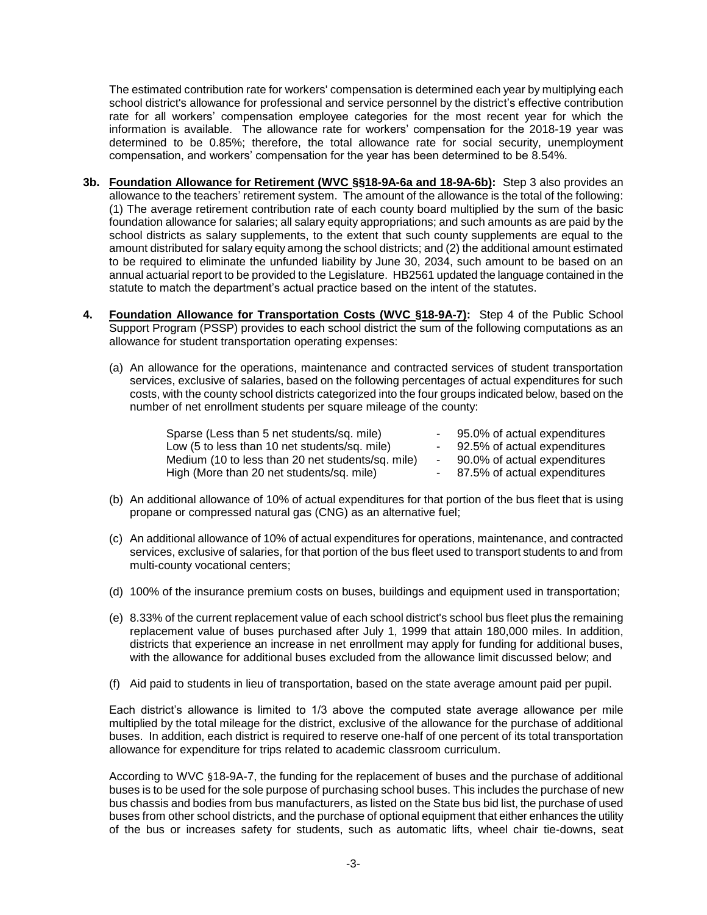The estimated contribution rate for workers' compensation is determined each year by multiplying each school district's allowance for professional and service personnel by the district's effective contribution rate for all workers' compensation employee categories for the most recent year for which the information is available. The allowance rate for workers' compensation for the 2018-19 year was determined to be 0.85%; therefore, the total allowance rate for social security, unemployment compensation, and workers' compensation for the year has been determined to be 8.54%.

**3b. Foundation Allowance for Retirement (WVC §§18-9A-6a and 18-9A-6b):** Step 3 also provides an allowance to the teachers' retirement system. The amount of the allowance is the total of the following: (1) The average retirement contribution rate of each county board multiplied by the sum of the basic foundation allowance for salaries; all salary equity appropriations; and such amounts as are paid by the school districts as salary supplements, to the extent that such county supplements are equal to the amount distributed for salary equity among the school districts; and (2) the additional amount estimated to be required to eliminate the unfunded liability by June 30, 2034, such amount to be based on an annual actuarial report to be provided to the Legislature. HB2561 updated the language contained in the statute to match the department's actual practice based on the intent of the statutes.

**4. Foundation Allowance for Transportation Costs (WVC §18-9A-7):** Step 4 of the Public School Support Program (PSSP) provides to each school district the sum of the following computations as an allowance for student transportation operating expenses:

(a) An allowance for the operations, maintenance and contracted services of student transportation services, exclusive of salaries, based on the following percentages of actual expenditures for such costs, with the county school districts categorized into the four groups indicated below, based on the number of net enrollment students per square mileage of the county:

| | | |
|---|---|---|
| Sparse (Less than 5 net students/sq. mile) | - | 95.0% of actual expenditures |
| Low (5 to less than 10 net students/sq. mile) | - | 92.5% of actual expenditures |
| Medium (10 to less than 20 net students/sq. mile) | - | 90.0% of actual expenditures |
| High (More than 20 net students/sq. mile) | - | 87.5% of actual expenditures |

(b) An additional allowance of 10% of actual expenditures for that portion of the bus fleet that is using propane or compressed natural gas (CNG) as an alternative fuel;

(c) An additional allowance of 10% of actual expenditures for operations, maintenance, and contracted services, exclusive of salaries, for that portion of the bus fleet used to transport students to and from multi-county vocational centers;

(d) 100% of the insurance premium costs on buses, buildings and equipment used in transportation;

(e) 8.33% of the current replacement value of each school district's school bus fleet plus the remaining replacement value of buses purchased after July 1, 1999 that attain 180,000 miles. In addition, districts that experience an increase in net enrollment may apply for funding for additional buses, with the allowance for additional buses excluded from the allowance limit discussed below; and

(f) Aid paid to students in lieu of transportation, based on the state average amount paid per pupil.

Each district's allowance is limited to 1/3 above the computed state average allowance per mile multiplied by the total mileage for the district, exclusive of the allowance for the purchase of additional buses. In addition, each district is required to reserve one-half of one percent of its total transportation allowance for expenditure for trips related to academic classroom curriculum.

According to WVC §18-9A-7, the funding for the replacement of buses and the purchase of additional buses is to be used for the sole purpose of purchasing school buses. This includes the purchase of new bus chassis and bodies from bus manufacturers, as listed on the State bus bid list, the purchase of used buses from other school districts, and the purchase of optional equipment that either enhances the utility of the bus or increases safety for students, such as automatic lifts, wheel chair tie-downs, seat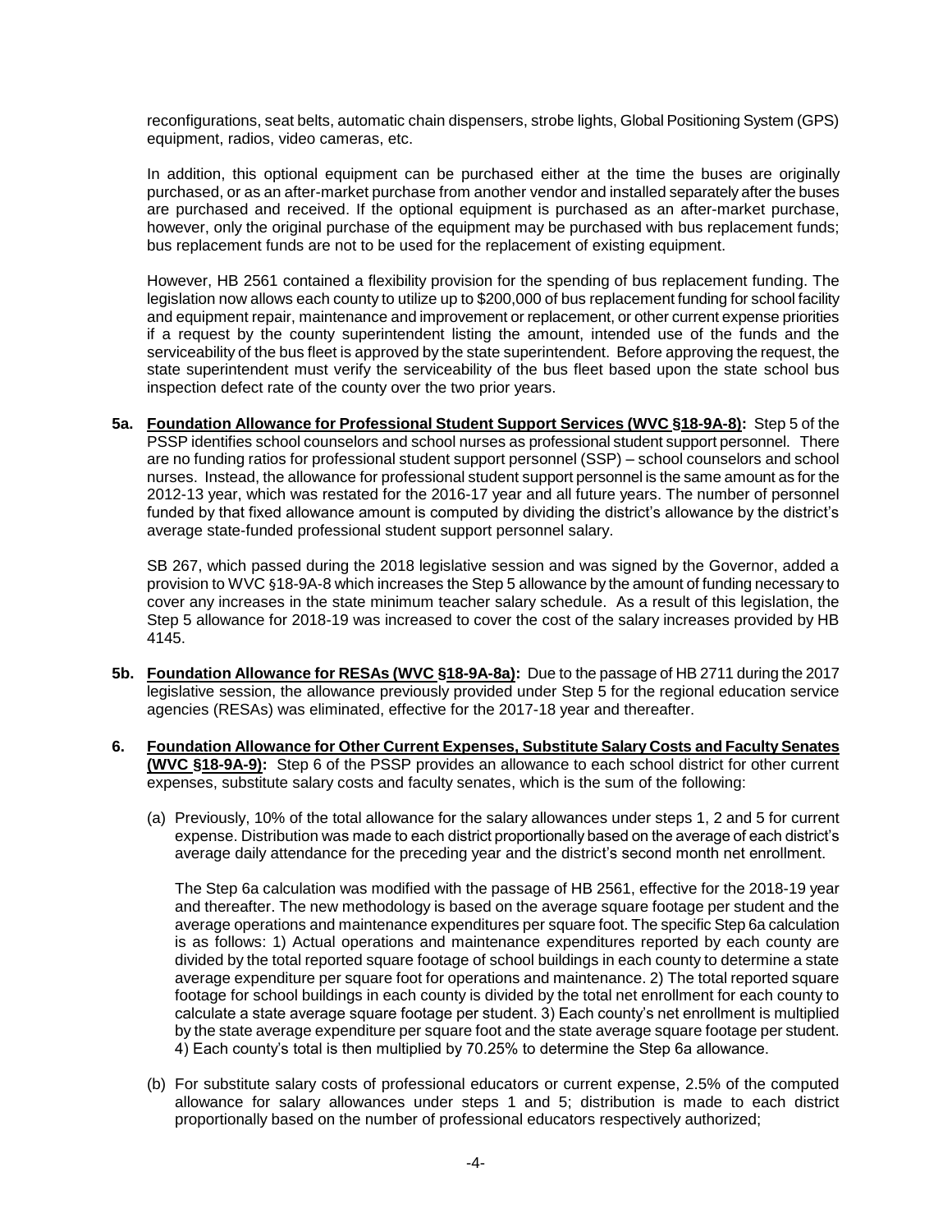reconfigurations, seat belts, automatic chain dispensers, strobe lights, Global Positioning System (GPS) equipment, radios, video cameras, etc.

In addition, this optional equipment can be purchased either at the time the buses are originally purchased, or as an after-market purchase from another vendor and installed separately after the buses are purchased and received. If the optional equipment is purchased as an after-market purchase, however, only the original purchase of the equipment may be purchased with bus replacement funds; bus replacement funds are not to be used for the replacement of existing equipment.

However, HB 2561 contained a flexibility provision for the spending of bus replacement funding. The legislation now allows each county to utilize up to $200,000 of bus replacement funding for school facility and equipment repair, maintenance and improvement or replacement, or other current expense priorities if a request by the county superintendent listing the amount, intended use of the funds and the serviceability of the bus fleet is approved by the state superintendent. Before approving the request, the state superintendent must verify the serviceability of the bus fleet based upon the state school bus inspection defect rate of the county over the two prior years.

**5a. Foundation Allowance for Professional Student Support Services (WVC §18-9A-8):** Step 5 of the PSSP identifies school counselors and school nurses as professional student support personnel. There are no funding ratios for professional student support personnel (SSP) – school counselors and school nurses. Instead, the allowance for professional student support personnel is the same amount as for the 2012-13 year, which was restated for the 2016-17 year and all future years. The number of personnel funded by that fixed allowance amount is computed by dividing the district's allowance by the district's average state-funded professional student support personnel salary.

SB 267, which passed during the 2018 legislative session and was signed by the Governor, added a provision to WVC §18-9A-8 which increases the Step 5 allowance by the amount of funding necessary to cover any increases in the state minimum teacher salary schedule. As a result of this legislation, the Step 5 allowance for 2018-19 was increased to cover the cost of the salary increases provided by HB 4145.

**5b. Foundation Allowance for RESAs (WVC §18-9A-8a):** Due to the passage of HB 2711 during the 2017 legislative session, the allowance previously provided under Step 5 for the regional education service agencies (RESAs) was eliminated, effective for the 2017-18 year and thereafter.

**6. Foundation Allowance for Other Current Expenses, Substitute Salary Costs and Faculty Senates (WVC §18-9A-9):** Step 6 of the PSSP provides an allowance to each school district for other current expenses, substitute salary costs and faculty senates, which is the sum of the following:

(a) Previously, 10% of the total allowance for the salary allowances under steps 1, 2 and 5 for current expense. Distribution was made to each district proportionally based on the average of each district's average daily attendance for the preceding year and the district's second month net enrollment.

The Step 6a calculation was modified with the passage of HB 2561, effective for the 2018-19 year and thereafter. The new methodology is based on the average square footage per student and the average operations and maintenance expenditures per square foot. The specific Step 6a calculation is as follows: 1) Actual operations and maintenance expenditures reported by each county are divided by the total reported square footage of school buildings in each county to determine a state average expenditure per square foot for operations and maintenance. 2) The total reported square footage for school buildings in each county is divided by the total net enrollment for each county to calculate a state average square footage per student. 3) Each county's net enrollment is multiplied by the state average expenditure per square foot and the state average square footage per student. 4) Each county's total is then multiplied by 70.25% to determine the Step 6a allowance.

(b) For substitute salary costs of professional educators or current expense, 2.5% of the computed allowance for salary allowances under steps 1 and 5; distribution is made to each district proportionally based on the number of professional educators respectively authorized;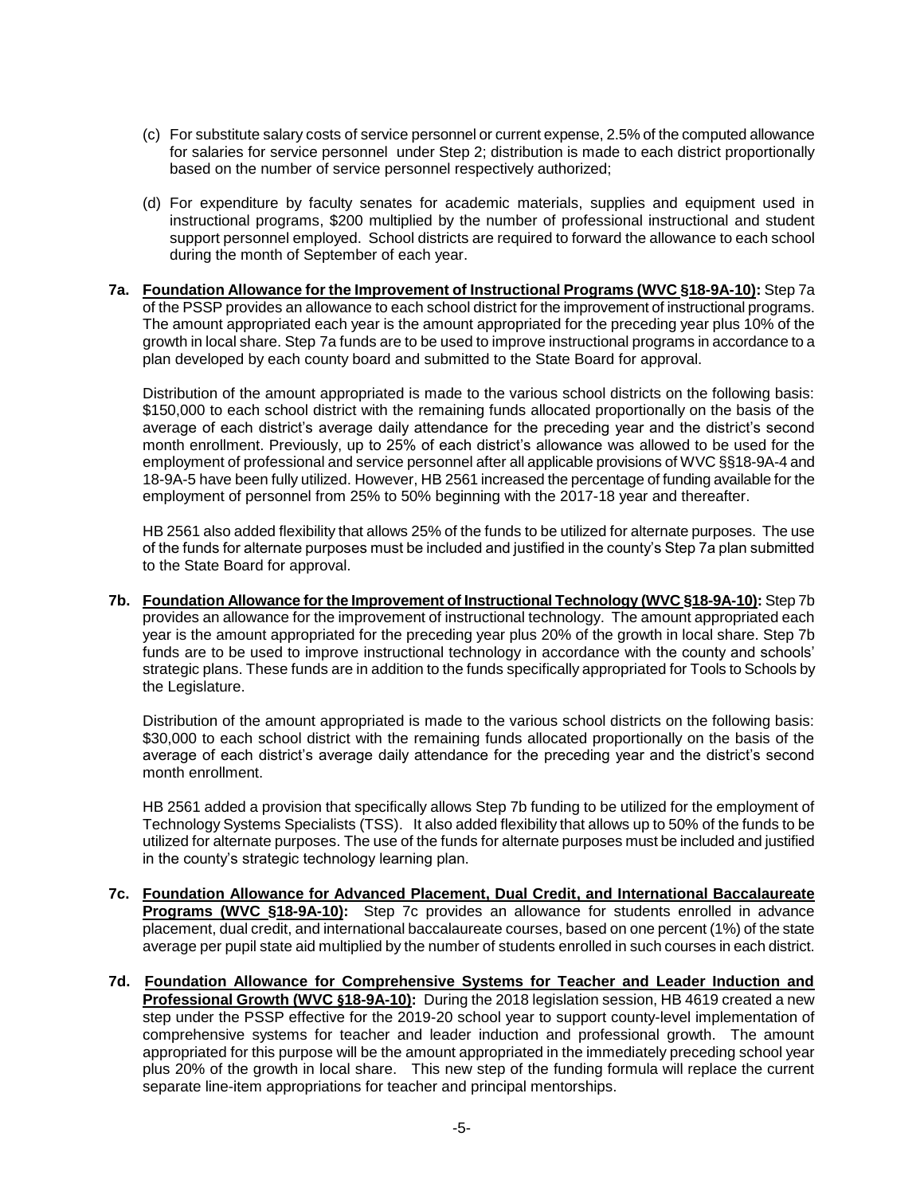(c) For substitute salary costs of service personnel or current expense, 2.5% of the computed allowance for salaries for service personnel under Step 2; distribution is made to each district proportionally based on the number of service personnel respectively authorized;

(d) For expenditure by faculty senates for academic materials, supplies and equipment used in instructional programs, $200 multiplied by the number of professional instructional and student support personnel employed. School districts are required to forward the allowance to each school during the month of September of each year.

**7a. Foundation Allowance for the Improvement of Instructional Programs (WVC §18-9A-10):** Step 7a of the PSSP provides an allowance to each school district for the improvement of instructional programs. The amount appropriated each year is the amount appropriated for the preceding year plus 10% of the growth in local share. Step 7a funds are to be used to improve instructional programs in accordance to a plan developed by each county board and submitted to the State Board for approval.

Distribution of the amount appropriated is made to the various school districts on the following basis: $150,000 to each school district with the remaining funds allocated proportionally on the basis of the average of each district's average daily attendance for the preceding year and the district's second month enrollment. Previously, up to 25% of each district's allowance was allowed to be used for the employment of professional and service personnel after all applicable provisions of WVC §§18-9A-4 and 18-9A-5 have been fully utilized. However, HB 2561 increased the percentage of funding available for the employment of personnel from 25% to 50% beginning with the 2017-18 year and thereafter.

HB 2561 also added flexibility that allows 25% of the funds to be utilized for alternate purposes. The use of the funds for alternate purposes must be included and justified in the county's Step 7a plan submitted to the State Board for approval.

**7b. Foundation Allowance for the Improvement of Instructional Technology (WVC §18-9A-10):** Step 7b provides an allowance for the improvement of instructional technology. The amount appropriated each year is the amount appropriated for the preceding year plus 20% of the growth in local share. Step 7b funds are to be used to improve instructional technology in accordance with the county and schools' strategic plans. These funds are in addition to the funds specifically appropriated for Tools to Schools by the Legislature.

Distribution of the amount appropriated is made to the various school districts on the following basis: $30,000 to each school district with the remaining funds allocated proportionally on the basis of the average of each district's average daily attendance for the preceding year and the district's second month enrollment.

HB 2561 added a provision that specifically allows Step 7b funding to be utilized for the employment of Technology Systems Specialists (TSS). It also added flexibility that allows up to 50% of the funds to be utilized for alternate purposes. The use of the funds for alternate purposes must be included and justified in the county's strategic technology learning plan.

**7c. Foundation Allowance for Advanced Placement, Dual Credit, and International Baccalaureate Programs (WVC §18-9A-10):** Step 7c provides an allowance for students enrolled in advance placement, dual credit, and international baccalaureate courses, based on one percent (1%) of the state average per pupil state aid multiplied by the number of students enrolled in such courses in each district.

**7d. Foundation Allowance for Comprehensive Systems for Teacher and Leader Induction and Professional Growth (WVC §18-9A-10):** During the 2018 legislation session, HB 4619 created a new step under the PSSP effective for the 2019-20 school year to support county-level implementation of comprehensive systems for teacher and leader induction and professional growth. The amount appropriated for this purpose will be the amount appropriated in the immediately preceding school year plus 20% of the growth in local share. This new step of the funding formula will replace the current separate line-item appropriations for teacher and principal mentorships.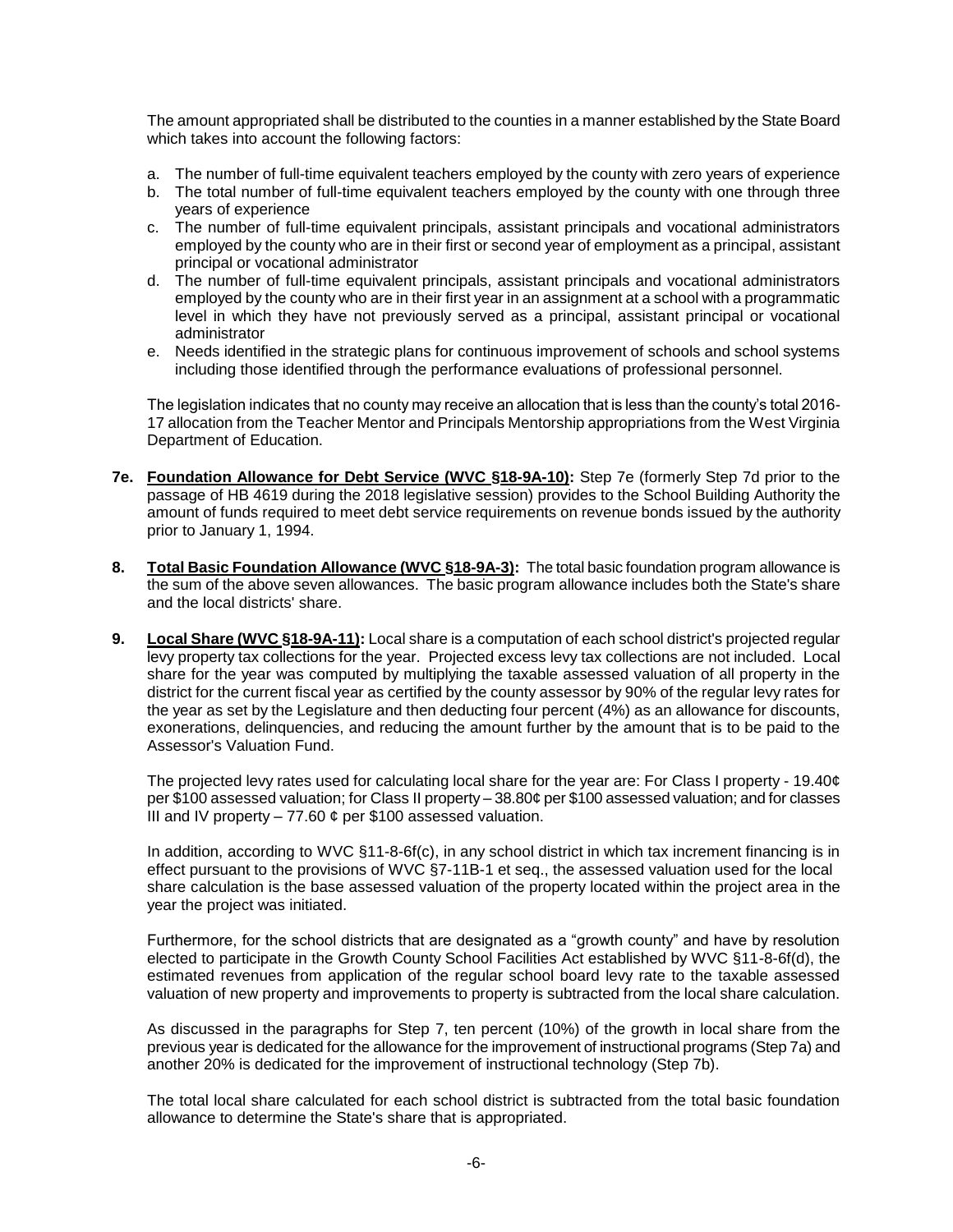The amount appropriated shall be distributed to the counties in a manner established by the State Board which takes into account the following factors:

a. The number of full-time equivalent teachers employed by the county with zero years of experience
b. The total number of full-time equivalent teachers employed by the county with one through three years of experience
c. The number of full-time equivalent principals, assistant principals and vocational administrators employed by the county who are in their first or second year of employment as a principal, assistant principal or vocational administrator
d. The number of full-time equivalent principals, assistant principals and vocational administrators employed by the county who are in their first year in an assignment at a school with a programmatic level in which they have not previously served as a principal, assistant principal or vocational administrator
e. Needs identified in the strategic plans for continuous improvement of schools and school systems including those identified through the performance evaluations of professional personnel.

The legislation indicates that no county may receive an allocation that is less than the county's total 2016-17 allocation from the Teacher Mentor and Principals Mentorship appropriations from the West Virginia Department of Education.

**7e. Foundation Allowance for Debt Service (WVC §18-9A-10):** Step 7e (formerly Step 7d prior to the passage of HB 4619 during the 2018 legislative session) provides to the School Building Authority the amount of funds required to meet debt service requirements on revenue bonds issued by the authority prior to January 1, 1994.

**8. Total Basic Foundation Allowance (WVC §18-9A-3):** The total basic foundation program allowance is the sum of the above seven allowances. The basic program allowance includes both the State's share and the local districts' share.

**9. Local Share (WVC §18-9A-11):** Local share is a computation of each school district's projected regular levy property tax collections for the year. Projected excess levy tax collections are not included. Local share for the year was computed by multiplying the taxable assessed valuation of all property in the district for the current fiscal year as certified by the county assessor by 90% of the regular levy rates for the year as set by the Legislature and then deducting four percent (4%) as an allowance for discounts, exonerations, delinquencies, and reducing the amount further by the amount that is to be paid to the Assessor's Valuation Fund.

The projected levy rates used for calculating local share for the year are: For Class I property - 19.40¢ per $100 assessed valuation; for Class II property – 38.80¢ per $100 assessed valuation; and for classes III and IV property – 77.60 ¢ per $100 assessed valuation.

In addition, according to WVC §11-8-6f(c), in any school district in which tax increment financing is in effect pursuant to the provisions of WVC §7-11B-1 et seq., the assessed valuation used for the local share calculation is the base assessed valuation of the property located within the project area in the year the project was initiated.

Furthermore, for the school districts that are designated as a "growth county" and have by resolution elected to participate in the Growth County School Facilities Act established by WVC §11-8-6f(d), the estimated revenues from application of the regular school board levy rate to the taxable assessed valuation of new property and improvements to property is subtracted from the local share calculation.

As discussed in the paragraphs for Step 7, ten percent (10%) of the growth in local share from the previous year is dedicated for the allowance for the improvement of instructional programs (Step 7a) and another 20% is dedicated for the improvement of instructional technology (Step 7b).

The total local share calculated for each school district is subtracted from the total basic foundation allowance to determine the State's share that is appropriated.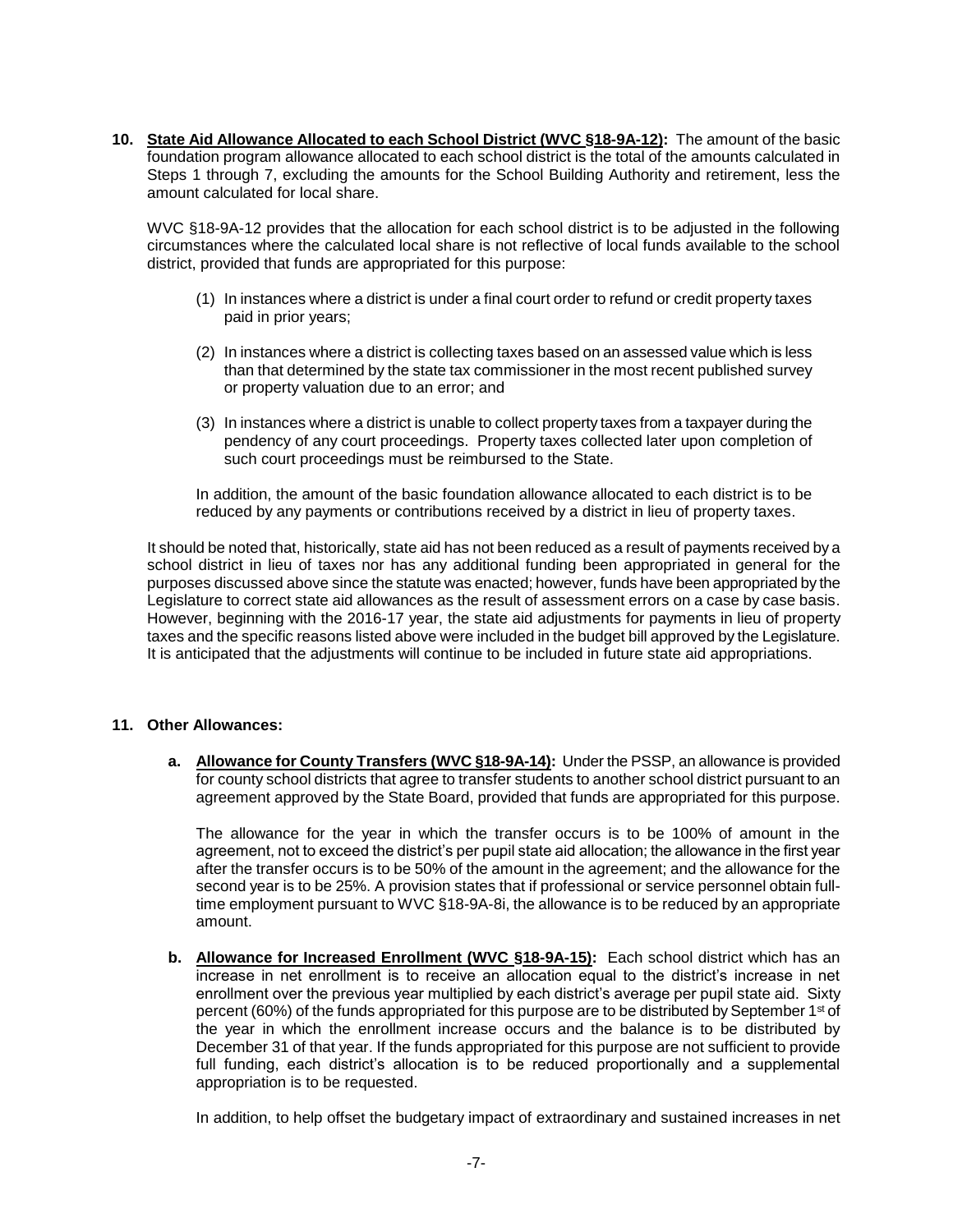**10. <u>State Aid Allowance Allocated to each School District (WVC §18-9A-12)</u>:** The amount of the basic foundation program allowance allocated to each school district is the total of the amounts calculated in Steps 1 through 7, excluding the amounts for the School Building Authority and retirement, less the amount calculated for local share.

WVC §18-9A-12 provides that the allocation for each school district is to be adjusted in the following circumstances where the calculated local share is not reflective of local funds available to the school district, provided that funds are appropriated for this purpose:

(1) In instances where a district is under a final court order to refund or credit property taxes paid in prior years;

(2) In instances where a district is collecting taxes based on an assessed value which is less than that determined by the state tax commissioner in the most recent published survey or property valuation due to an error; and

(3) In instances where a district is unable to collect property taxes from a taxpayer during the pendency of any court proceedings. Property taxes collected later upon completion of such court proceedings must be reimbursed to the State.

In addition, the amount of the basic foundation allowance allocated to each district is to be reduced by any payments or contributions received by a district in lieu of property taxes.

It should be noted that, historically, state aid has not been reduced as a result of payments received by a school district in lieu of taxes nor has any additional funding been appropriated in general for the purposes discussed above since the statute was enacted; however, funds have been appropriated by the Legislature to correct state aid allowances as the result of assessment errors on a case by case basis. However, beginning with the 2016-17 year, the state aid adjustments for payments in lieu of property taxes and the specific reasons listed above were included in the budget bill approved by the Legislature. It is anticipated that the adjustments will continue to be included in future state aid appropriations.

**11. Other Allowances:**

**a. <u>Allowance for County Transfers (WVC §18-9A-14)</u>:** Under the PSSP, an allowance is provided for county school districts that agree to transfer students to another school district pursuant to an agreement approved by the State Board, provided that funds are appropriated for this purpose.

The allowance for the year in which the transfer occurs is to be 100% of amount in the agreement, not to exceed the district's per pupil state aid allocation; the allowance in the first year after the transfer occurs is to be 50% of the amount in the agreement; and the allowance for the second year is to be 25%. A provision states that if professional or service personnel obtain full-time employment pursuant to WVC §18-9A-8i, the allowance is to be reduced by an appropriate amount.

**b. <u>Allowance for Increased Enrollment (WVC §18-9A-15)</u>:** Each school district which has an increase in net enrollment is to receive an allocation equal to the district's increase in net enrollment over the previous year multiplied by each district's average per pupil state aid. Sixty percent (60%) of the funds appropriated for this purpose are to be distributed by September 1st of the year in which the enrollment increase occurs and the balance is to be distributed by December 31 of that year. If the funds appropriated for this purpose are not sufficient to provide full funding, each district's allocation is to be reduced proportionally and a supplemental appropriation is to be requested.

In addition, to help offset the budgetary impact of extraordinary and sustained increases in net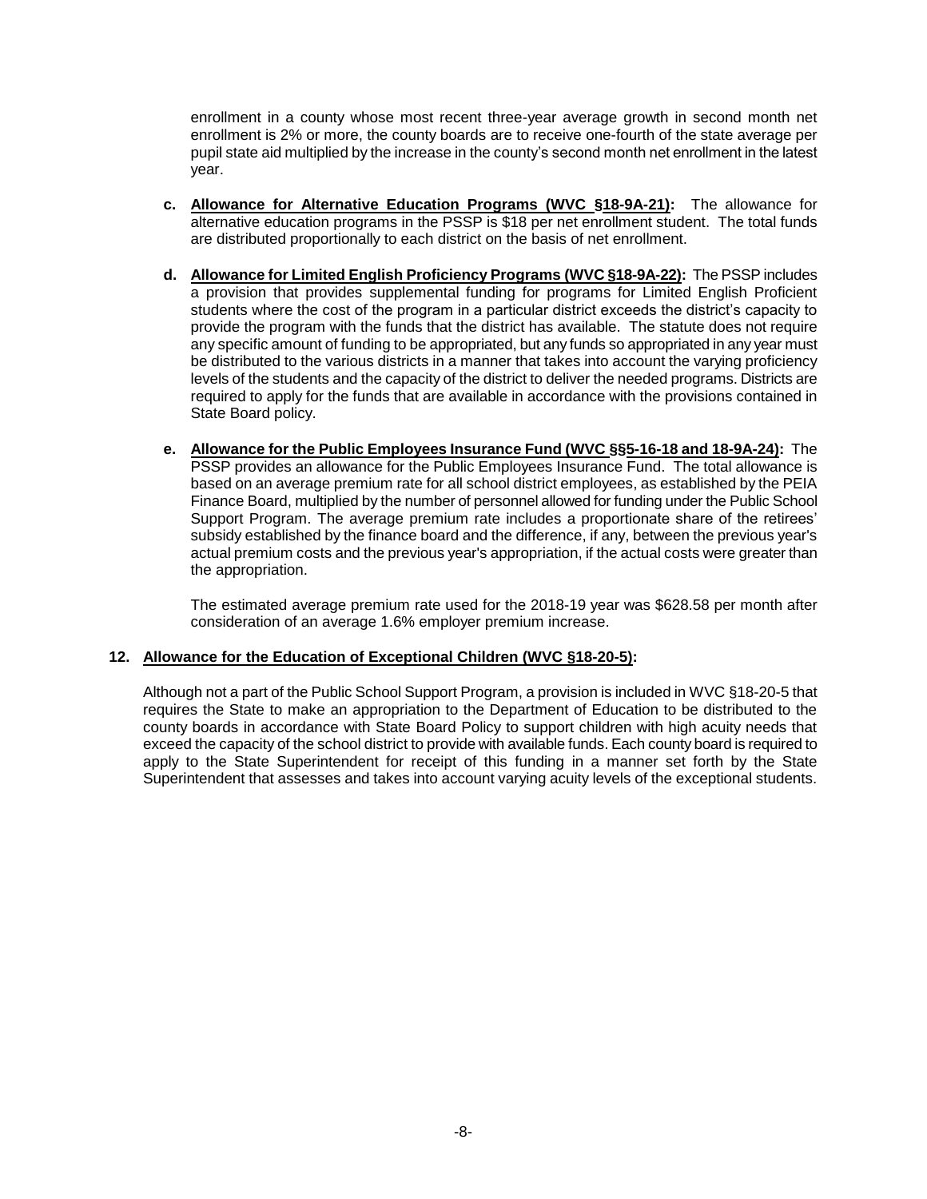enrollment in a county whose most recent three-year average growth in second month net enrollment is 2% or more, the county boards are to receive one-fourth of the state average per pupil state aid multiplied by the increase in the county's second month net enrollment in the latest year.

c. **Allowance for Alternative Education Programs (WVC §18-9A-21):** The allowance for alternative education programs in the PSSP is $18 per net enrollment student. The total funds are distributed proportionally to each district on the basis of net enrollment.

d. **Allowance for Limited English Proficiency Programs (WVC §18-9A-22):** The PSSP includes a provision that provides supplemental funding for programs for Limited English Proficient students where the cost of the program in a particular district exceeds the district's capacity to provide the program with the funds that the district has available. The statute does not require any specific amount of funding to be appropriated, but any funds so appropriated in any year must be distributed to the various districts in a manner that takes into account the varying proficiency levels of the students and the capacity of the district to deliver the needed programs. Districts are required to apply for the funds that are available in accordance with the provisions contained in State Board policy.

e. **Allowance for the Public Employees Insurance Fund (WVC §§5-16-18 and 18-9A-24):** The PSSP provides an allowance for the Public Employees Insurance Fund. The total allowance is based on an average premium rate for all school district employees, as established by the PEIA Finance Board, multiplied by the number of personnel allowed for funding under the Public School Support Program. The average premium rate includes a proportionate share of the retirees' subsidy established by the finance board and the difference, if any, between the previous year's actual premium costs and the previous year's appropriation, if the actual costs were greater than the appropriation.

   The estimated average premium rate used for the 2018-19 year was $628.58 per month after consideration of an average 1.6% employer premium increase.

**12. Allowance for the Education of Exceptional Children (WVC §18-20-5):**

Although not a part of the Public School Support Program, a provision is included in WVC §18-20-5 that requires the State to make an appropriation to the Department of Education to be distributed to the county boards in accordance with State Board Policy to support children with high acuity needs that exceed the capacity of the school district to provide with available funds. Each county board is required to apply to the State Superintendent for receipt of this funding in a manner set forth by the State Superintendent that assesses and takes into account varying acuity levels of the exceptional students.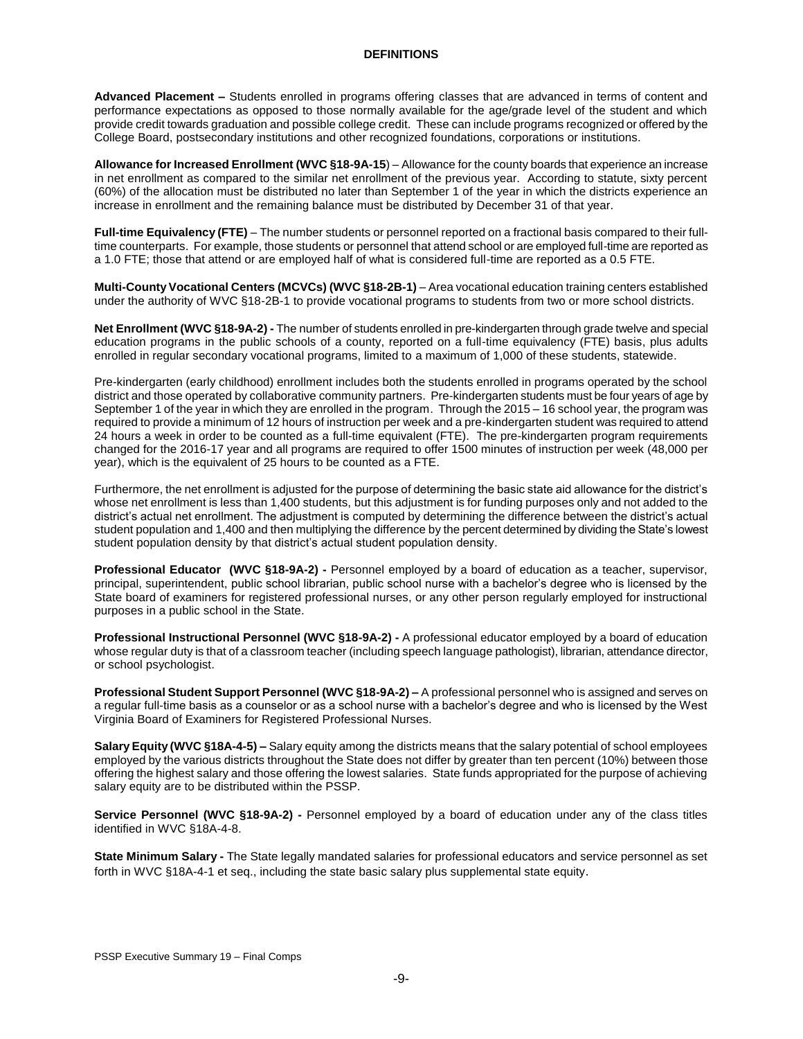## DEFINITIONS

**Advanced Placement –** Students enrolled in programs offering classes that are advanced in terms of content and performance expectations as opposed to those normally available for the age/grade level of the student and which provide credit towards graduation and possible college credit. These can include programs recognized or offered by the College Board, postsecondary institutions and other recognized foundations, corporations or institutions.

**Allowance for Increased Enrollment (WVC §18-9A-15**) – Allowance for the county boards that experience an increase in net enrollment as compared to the similar net enrollment of the previous year. According to statute, sixty percent (60%) of the allocation must be distributed no later than September 1 of the year in which the districts experience an increase in enrollment and the remaining balance must be distributed by December 31 of that year.

**Full-time Equivalency (FTE)** – The number students or personnel reported on a fractional basis compared to their full-time counterparts. For example, those students or personnel that attend school or are employed full-time are reported as a 1.0 FTE; those that attend or are employed half of what is considered full-time are reported as a 0.5 FTE.

**Multi-County Vocational Centers (MCVCs) (WVC §18-2B-1)** – Area vocational education training centers established under the authority of WVC §18-2B-1 to provide vocational programs to students from two or more school districts.

**Net Enrollment (WVC §18-9A-2) -** The number of students enrolled in pre-kindergarten through grade twelve and special education programs in the public schools of a county, reported on a full-time equivalency (FTE) basis, plus adults enrolled in regular secondary vocational programs, limited to a maximum of 1,000 of these students, statewide.

Pre-kindergarten (early childhood) enrollment includes both the students enrolled in programs operated by the school district and those operated by collaborative community partners. Pre-kindergarten students must be four years of age by September 1 of the year in which they are enrolled in the program. Through the 2015 – 16 school year, the program was required to provide a minimum of 12 hours of instruction per week and a pre-kindergarten student was required to attend 24 hours a week in order to be counted as a full-time equivalent (FTE). The pre-kindergarten program requirements changed for the 2016-17 year and all programs are required to offer 1500 minutes of instruction per week (48,000 per year), which is the equivalent of 25 hours to be counted as a FTE.

Furthermore, the net enrollment is adjusted for the purpose of determining the basic state aid allowance for the district's whose net enrollment is less than 1,400 students, but this adjustment is for funding purposes only and not added to the district's actual net enrollment. The adjustment is computed by determining the difference between the district's actual student population and 1,400 and then multiplying the difference by the percent determined by dividing the State's lowest student population density by that district's actual student population density.

**Professional Educator (WVC §18-9A-2) -** Personnel employed by a board of education as a teacher, supervisor, principal, superintendent, public school librarian, public school nurse with a bachelor's degree who is licensed by the State board of examiners for registered professional nurses, or any other person regularly employed for instructional purposes in a public school in the State.

**Professional Instructional Personnel (WVC §18-9A-2) -** A professional educator employed by a board of education whose regular duty is that of a classroom teacher (including speech language pathologist), librarian, attendance director, or school psychologist.

**Professional Student Support Personnel (WVC §18-9A-2) –** A professional personnel who is assigned and serves on a regular full-time basis as a counselor or as a school nurse with a bachelor's degree and who is licensed by the West Virginia Board of Examiners for Registered Professional Nurses.

**Salary Equity (WVC §18A-4-5) –** Salary equity among the districts means that the salary potential of school employees employed by the various districts throughout the State does not differ by greater than ten percent (10%) between those offering the highest salary and those offering the lowest salaries. State funds appropriated for the purpose of achieving salary equity are to be distributed within the PSSP.

**Service Personnel (WVC §18-9A-2) -** Personnel employed by a board of education under any of the class titles identified in WVC §18A-4-8.

**State Minimum Salary -** The State legally mandated salaries for professional educators and service personnel as set forth in WVC §18A-4-1 et seq., including the state basic salary plus supplemental state equity.